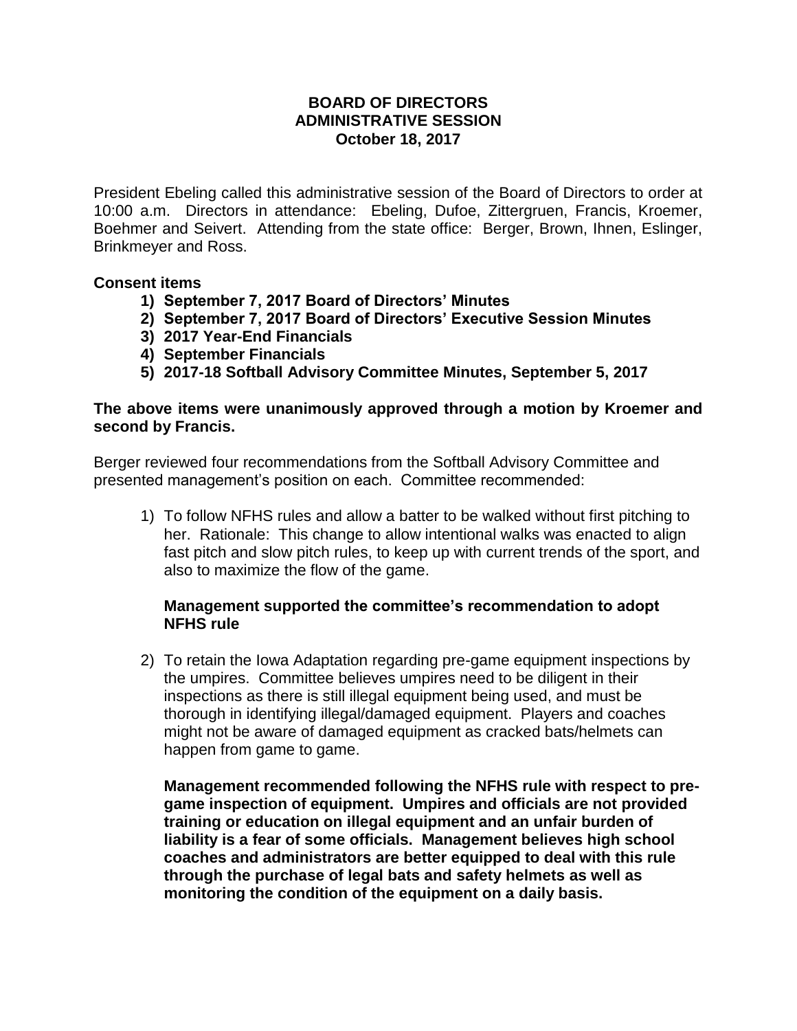# BOARD OF DIRECTORS
## ADMINISTRATIVE SESSION
### October 18, 2017

President Ebeling called this administrative session of the Board of Directors to order at 10:00 a.m. Directors in attendance: Ebeling, Dufoe, Zittergruen, Francis, Kroemer, Boehmer and Seivert. Attending from the state office: Berger, Brown, Ihnen, Eslinger, Brinkmeyer and Ross.

**Consent items**

1) **September 7, 2017 Board of Directors' Minutes**
2) **September 7, 2017 Board of Directors' Executive Session Minutes**
3) **2017 Year-End Financials**
4) **September Financials**
5) **2017-18 Softball Advisory Committee Minutes, September 5, 2017**

**The above items were unanimously approved through a motion by Kroemer and second by Francis.**

Berger reviewed four recommendations from the Softball Advisory Committee and presented management's position on each. Committee recommended:

1) To follow NFHS rules and allow a batter to be walked without first pitching to her. Rationale: This change to allow intentional walks was enacted to align fast pitch and slow pitch rules, to keep up with current trends of the sport, and also to maximize the flow of the game.

   **Management supported the committee's recommendation to adopt NFHS rule**

2) To retain the Iowa Adaptation regarding pre-game equipment inspections by the umpires. Committee believes umpires need to be diligent in their inspections as there is still illegal equipment being used, and must be thorough in identifying illegal/damaged equipment. Players and coaches might not be aware of damaged equipment as cracked bats/helmets can happen from game to game.

   **Management recommended following the NFHS rule with respect to pre-game inspection of equipment. Umpires and officials are not provided training or education on illegal equipment and an unfair burden of liability is a fear of some officials. Management believes high school coaches and administrators are better equipped to deal with this rule through the purchase of legal bats and safety helmets as well as monitoring the condition of the equipment on a daily basis.**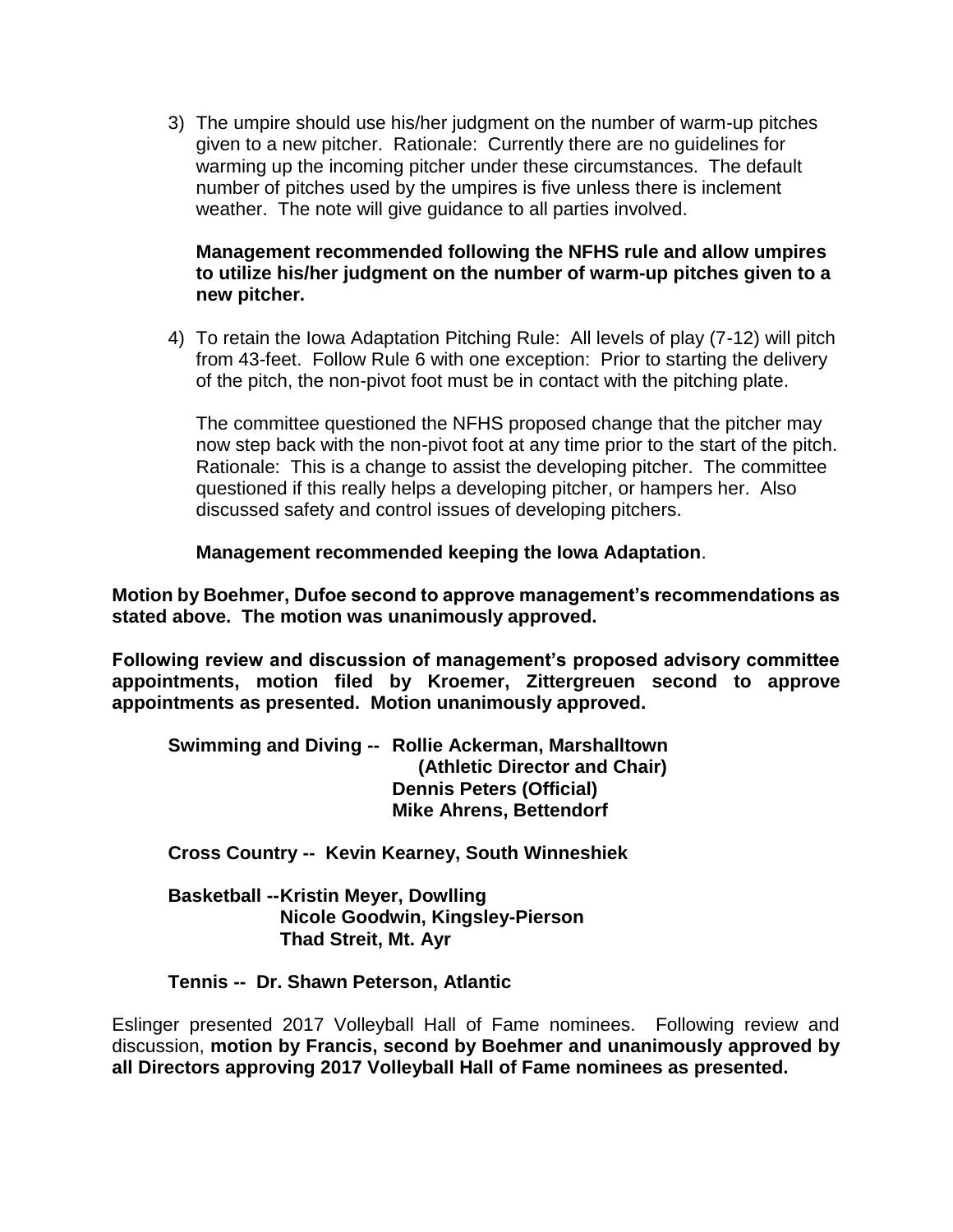3) The umpire should use his/her judgment on the number of warm-up pitches given to a new pitcher. Rationale: Currently there are no guidelines for warming up the incoming pitcher under these circumstances. The default number of pitches used by the umpires is five unless there is inclement weather. The note will give guidance to all parties involved.

   **Management recommended following the NFHS rule and allow umpires to utilize his/her judgment on the number of warm-up pitches given to a new pitcher.**

4) To retain the Iowa Adaptation Pitching Rule: All levels of play (7-12) will pitch from 43-feet. Follow Rule 6 with one exception: Prior to starting the delivery of the pitch, the non-pivot foot must be in contact with the pitching plate.

   The committee questioned the NFHS proposed change that the pitcher may now step back with the non-pivot foot at any time prior to the start of the pitch. Rationale: This is a change to assist the developing pitcher. The committee questioned if this really helps a developing pitcher, or hampers her. Also discussed safety and control issues of developing pitchers.

   **Management recommended keeping the Iowa Adaptation**.

**Motion by Boehmer, Dufoe second to approve management's recommendations as stated above. The motion was unanimously approved.**

**Following review and discussion of management's proposed advisory committee appointments, motion filed by Kroemer, Zittergreuen second to approve appointments as presented. Motion unanimously approved.**

**Swimming and Diving -- Rollie Ackerman, Marshalltown (Athletic Director and Chair)**
**Dennis Peters (Official)**
**Mike Ahrens, Bettendorf**

**Cross Country -- Kevin Kearney, South Winneshiek**

**Basketball --Kristin Meyer, Dowlling**
**Nicole Goodwin, Kingsley-Pierson**
**Thad Streit, Mt. Ayr**

**Tennis -- Dr. Shawn Peterson, Atlantic**

Eslinger presented 2017 Volleyball Hall of Fame nominees. Following review and discussion, **motion by Francis, second by Boehmer and unanimously approved by all Directors approving 2017 Volleyball Hall of Fame nominees as presented.**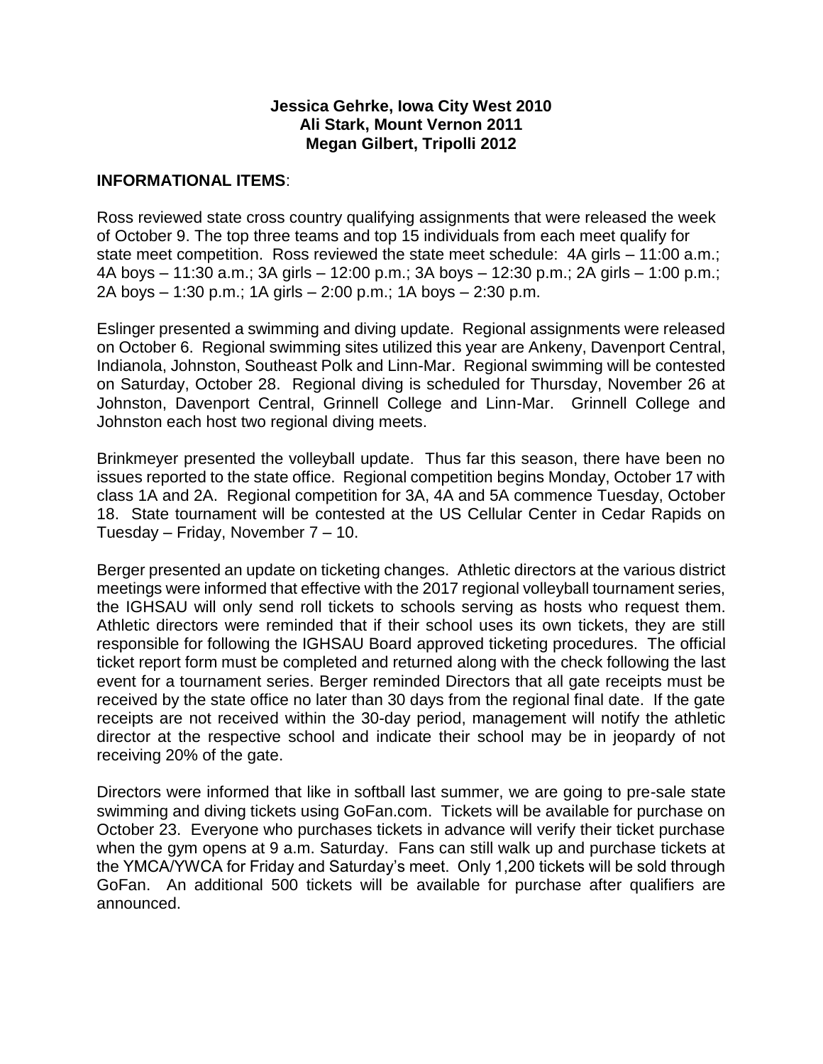**Jessica Gehrke, Iowa City West 2010**
**Ali Stark, Mount Vernon 2011**
**Megan Gilbert, Tripolli 2012**

**INFORMATIONAL ITEMS**:

Ross reviewed state cross country qualifying assignments that were released the week of October 9. The top three teams and top 15 individuals from each meet qualify for state meet competition. Ross reviewed the state meet schedule: 4A girls – 11:00 a.m.; 4A boys – 11:30 a.m.; 3A girls – 12:00 p.m.; 3A boys – 12:30 p.m.; 2A girls – 1:00 p.m.; 2A boys – 1:30 p.m.; 1A girls – 2:00 p.m.; 1A boys – 2:30 p.m.

Eslinger presented a swimming and diving update. Regional assignments were released on October 6. Regional swimming sites utilized this year are Ankeny, Davenport Central, Indianola, Johnston, Southeast Polk and Linn-Mar. Regional swimming will be contested on Saturday, October 28. Regional diving is scheduled for Thursday, November 26 at Johnston, Davenport Central, Grinnell College and Linn-Mar. Grinnell College and Johnston each host two regional diving meets.

Brinkmeyer presented the volleyball update. Thus far this season, there have been no issues reported to the state office. Regional competition begins Monday, October 17 with class 1A and 2A. Regional competition for 3A, 4A and 5A commence Tuesday, October 18. State tournament will be contested at the US Cellular Center in Cedar Rapids on Tuesday – Friday, November 7 – 10.

Berger presented an update on ticketing changes. Athletic directors at the various district meetings were informed that effective with the 2017 regional volleyball tournament series, the IGHSAU will only send roll tickets to schools serving as hosts who request them. Athletic directors were reminded that if their school uses its own tickets, they are still responsible for following the IGHSAU Board approved ticketing procedures. The official ticket report form must be completed and returned along with the check following the last event for a tournament series. Berger reminded Directors that all gate receipts must be received by the state office no later than 30 days from the regional final date. If the gate receipts are not received within the 30-day period, management will notify the athletic director at the respective school and indicate their school may be in jeopardy of not receiving 20% of the gate.

Directors were informed that like in softball last summer, we are going to pre-sale state swimming and diving tickets using GoFan.com. Tickets will be available for purchase on October 23. Everyone who purchases tickets in advance will verify their ticket purchase when the gym opens at 9 a.m. Saturday. Fans can still walk up and purchase tickets at the YMCA/YWCA for Friday and Saturday's meet. Only 1,200 tickets will be sold through GoFan. An additional 500 tickets will be available for purchase after qualifiers are announced.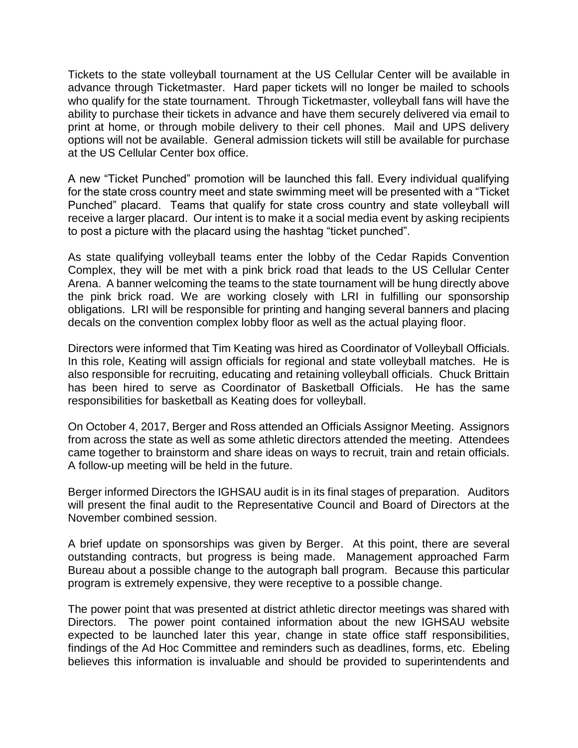Tickets to the state volleyball tournament at the US Cellular Center will be available in advance through Ticketmaster. Hard paper tickets will no longer be mailed to schools who qualify for the state tournament. Through Ticketmaster, volleyball fans will have the ability to purchase their tickets in advance and have them securely delivered via email to print at home, or through mobile delivery to their cell phones. Mail and UPS delivery options will not be available. General admission tickets will still be available for purchase at the US Cellular Center box office.

A new "Ticket Punched" promotion will be launched this fall. Every individual qualifying for the state cross country meet and state swimming meet will be presented with a "Ticket Punched" placard. Teams that qualify for state cross country and state volleyball will receive a larger placard. Our intent is to make it a social media event by asking recipients to post a picture with the placard using the hashtag "ticket punched".

As state qualifying volleyball teams enter the lobby of the Cedar Rapids Convention Complex, they will be met with a pink brick road that leads to the US Cellular Center Arena. A banner welcoming the teams to the state tournament will be hung directly above the pink brick road. We are working closely with LRI in fulfilling our sponsorship obligations. LRI will be responsible for printing and hanging several banners and placing decals on the convention complex lobby floor as well as the actual playing floor.

Directors were informed that Tim Keating was hired as Coordinator of Volleyball Officials. In this role, Keating will assign officials for regional and state volleyball matches. He is also responsible for recruiting, educating and retaining volleyball officials. Chuck Brittain has been hired to serve as Coordinator of Basketball Officials. He has the same responsibilities for basketball as Keating does for volleyball.

On October 4, 2017, Berger and Ross attended an Officials Assignor Meeting. Assignors from across the state as well as some athletic directors attended the meeting. Attendees came together to brainstorm and share ideas on ways to recruit, train and retain officials. A follow-up meeting will be held in the future.

Berger informed Directors the IGHSAU audit is in its final stages of preparation. Auditors will present the final audit to the Representative Council and Board of Directors at the November combined session.

A brief update on sponsorships was given by Berger. At this point, there are several outstanding contracts, but progress is being made. Management approached Farm Bureau about a possible change to the autograph ball program. Because this particular program is extremely expensive, they were receptive to a possible change.

The power point that was presented at district athletic director meetings was shared with Directors. The power point contained information about the new IGHSAU website expected to be launched later this year, change in state office staff responsibilities, findings of the Ad Hoc Committee and reminders such as deadlines, forms, etc. Ebeling believes this information is invaluable and should be provided to superintendents and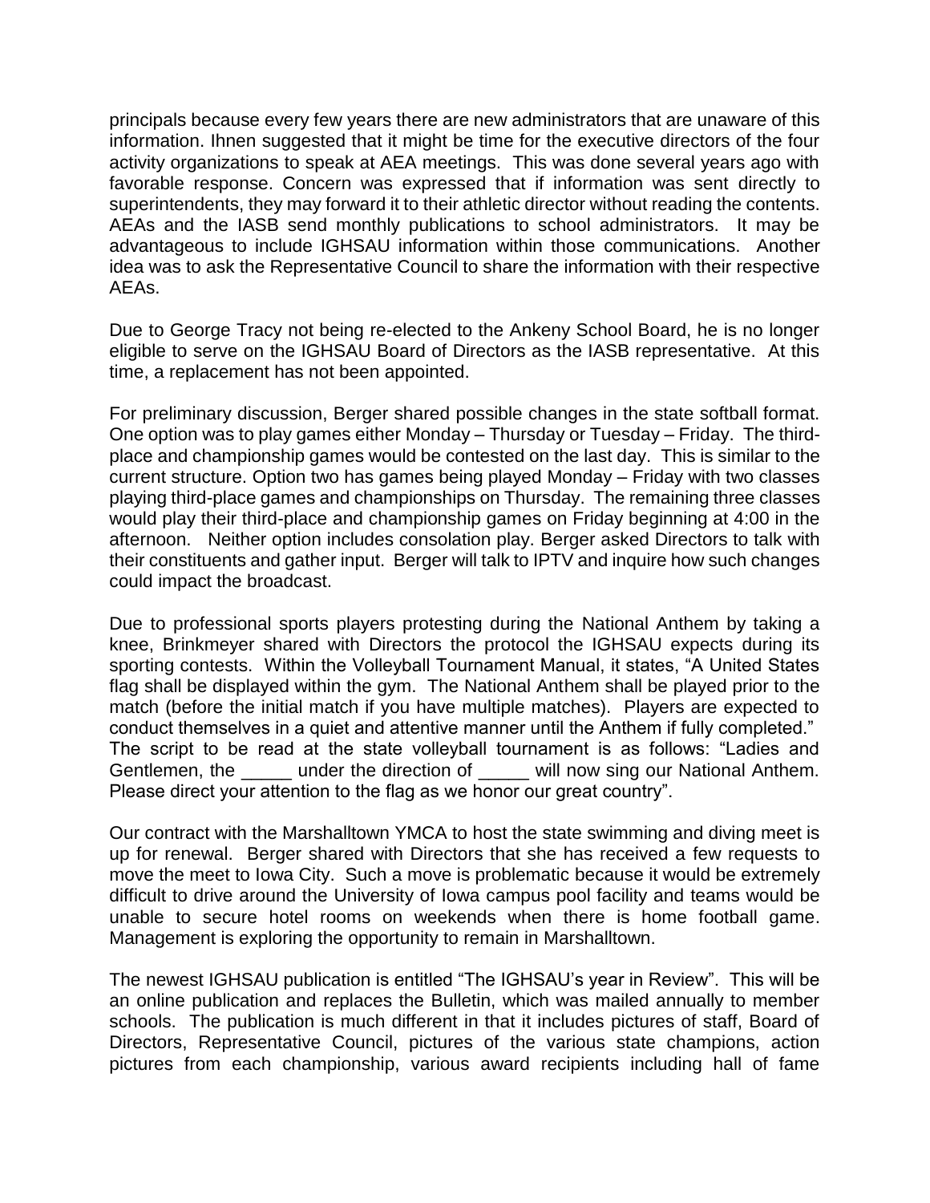principals because every few years there are new administrators that are unaware of this information. Ihnen suggested that it might be time for the executive directors of the four activity organizations to speak at AEA meetings. This was done several years ago with favorable response. Concern was expressed that if information was sent directly to superintendents, they may forward it to their athletic director without reading the contents. AEAs and the IASB send monthly publications to school administrators. It may be advantageous to include IGHSAU information within those communications. Another idea was to ask the Representative Council to share the information with their respective AEAs.

Due to George Tracy not being re-elected to the Ankeny School Board, he is no longer eligible to serve on the IGHSAU Board of Directors as the IASB representative. At this time, a replacement has not been appointed.

For preliminary discussion, Berger shared possible changes in the state softball format. One option was to play games either Monday – Thursday or Tuesday – Friday. The third-place and championship games would be contested on the last day. This is similar to the current structure. Option two has games being played Monday – Friday with two classes playing third-place games and championships on Thursday. The remaining three classes would play their third-place and championship games on Friday beginning at 4:00 in the afternoon. Neither option includes consolation play. Berger asked Directors to talk with their constituents and gather input. Berger will talk to IPTV and inquire how such changes could impact the broadcast.

Due to professional sports players protesting during the National Anthem by taking a knee, Brinkmeyer shared with Directors the protocol the IGHSAU expects during its sporting contests. Within the Volleyball Tournament Manual, it states, "A United States flag shall be displayed within the gym. The National Anthem shall be played prior to the match (before the initial match if you have multiple matches). Players are expected to conduct themselves in a quiet and attentive manner until the Anthem if fully completed." The script to be read at the state volleyball tournament is as follows: "Ladies and Gentlemen, the _____ under the direction of _____ will now sing our National Anthem. Please direct your attention to the flag as we honor our great country".

Our contract with the Marshalltown YMCA to host the state swimming and diving meet is up for renewal. Berger shared with Directors that she has received a few requests to move the meet to Iowa City. Such a move is problematic because it would be extremely difficult to drive around the University of Iowa campus pool facility and teams would be unable to secure hotel rooms on weekends when there is home football game. Management is exploring the opportunity to remain in Marshalltown.

The newest IGHSAU publication is entitled "The IGHSAU's year in Review". This will be an online publication and replaces the Bulletin, which was mailed annually to member schools. The publication is much different in that it includes pictures of staff, Board of Directors, Representative Council, pictures of the various state champions, action pictures from each championship, various award recipients including hall of fame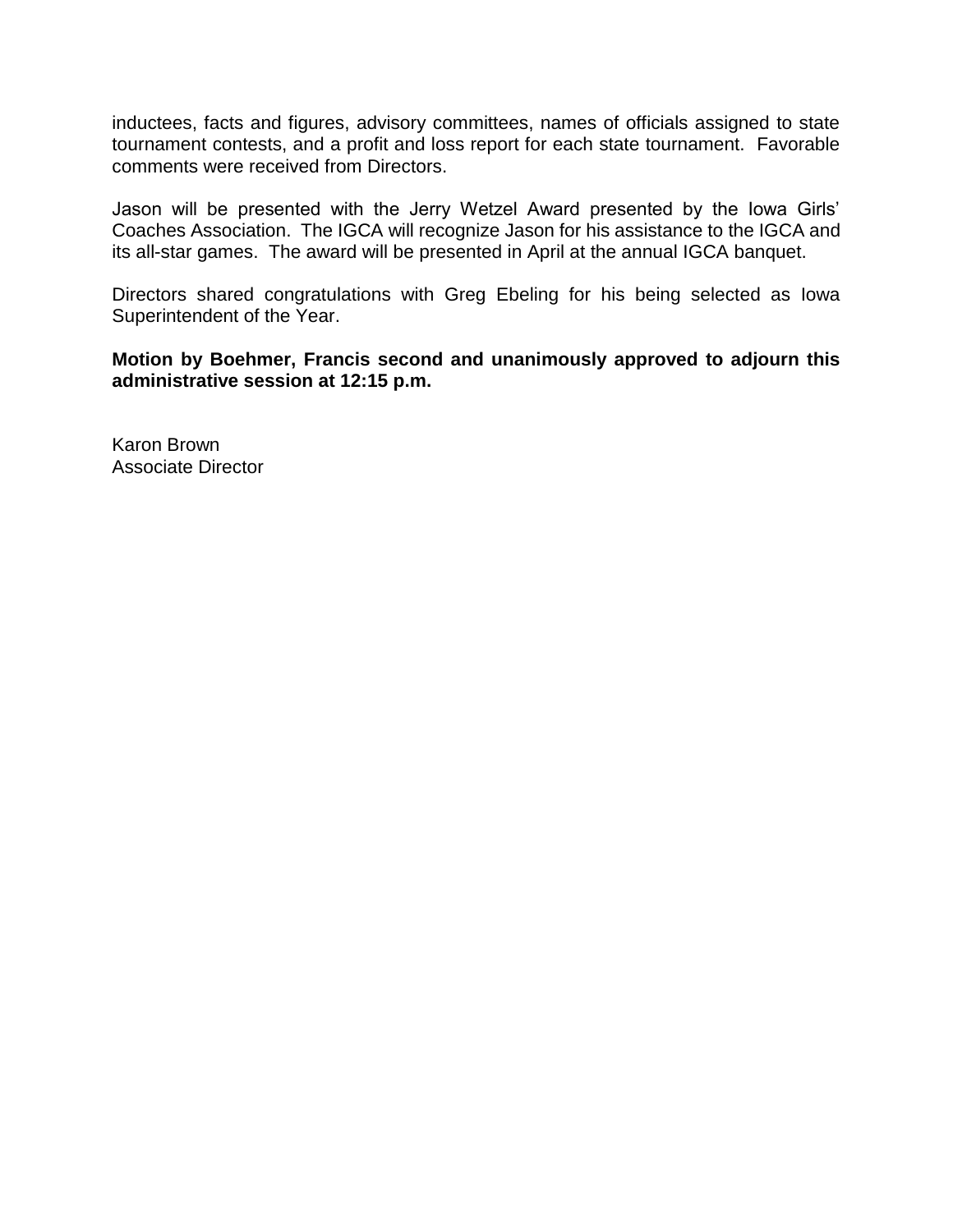inductees, facts and figures, advisory committees, names of officials assigned to state tournament contests, and a profit and loss report for each state tournament. Favorable comments were received from Directors.

Jason will be presented with the Jerry Wetzel Award presented by the Iowa Girls' Coaches Association. The IGCA will recognize Jason for his assistance to the IGCA and its all-star games. The award will be presented in April at the annual IGCA banquet.

Directors shared congratulations with Greg Ebeling for his being selected as Iowa Superintendent of the Year.

**Motion by Boehmer, Francis second and unanimously approved to adjourn this administrative session at 12:15 p.m.**

Karon Brown
Associate Director